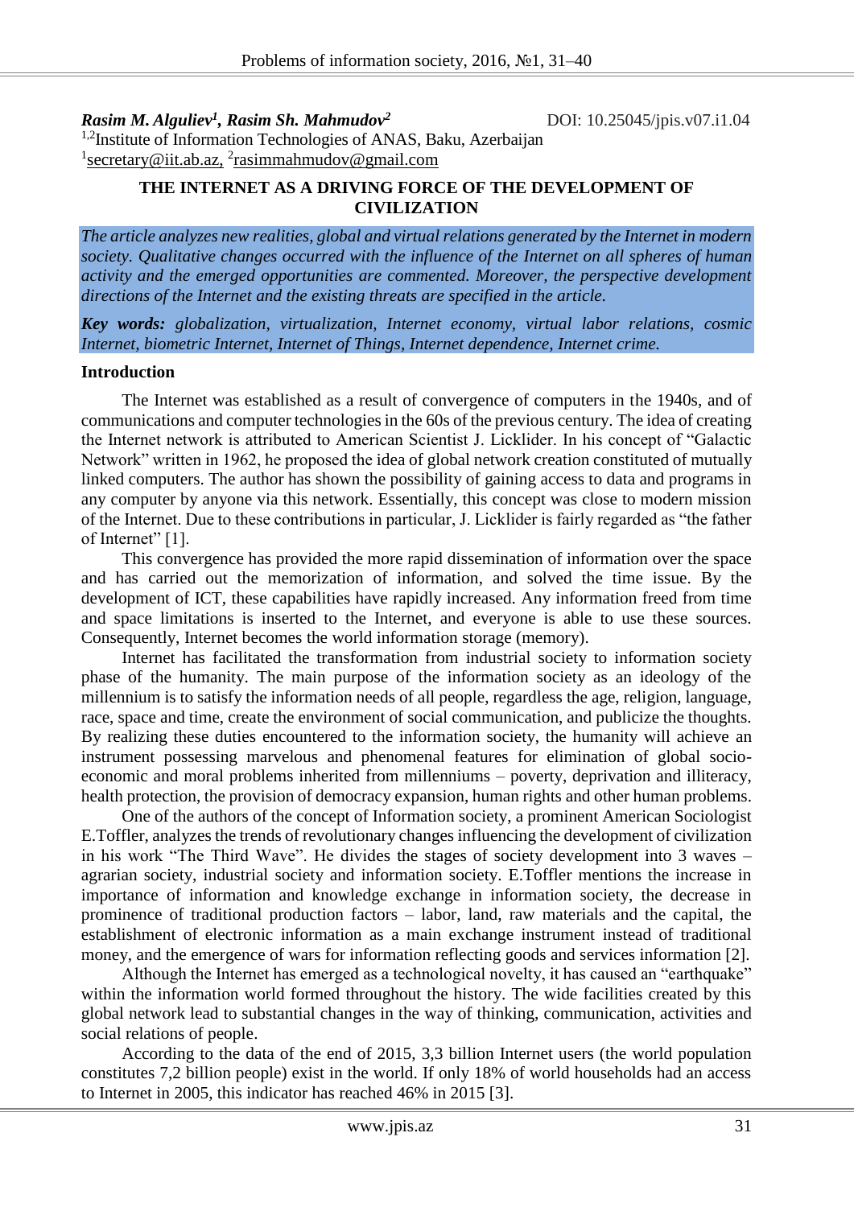**Rasim M. Alguliev[1], Rasim Sh. Mahmudov[2]**

DOI: 10.25045/jpis.v07.i1.04

[1,2]Institute of Information Technologies of ANAS, Baku, Azerbaijan
[1]secretary@iit.ab.az, [2]rasimmahmudov@gmail.com

# THE INTERNET AS A DRIVING FORCE OF THE DEVELOPMENT OF CIVILIZATION

*The article analyzes new realities, global and virtual relations generated by the Internet in modern society. Qualitative changes occurred with the influence of the Internet on all spheres of human activity and the emerged opportunities are commented. Moreover, the perspective development directions of the Internet and the existing threats are specified in the article.*

***Key words:*** *globalization, virtualization, Internet economy, virtual labor relations, cosmic Internet, biometric Internet, Internet of Things, Internet dependence, Internet crime.*

## Introduction

The Internet was established as a result of convergence of computers in the 1940s, and of communications and computer technologies in the 60s of the previous century. The idea of creating the Internet network is attributed to American Scientist J. Licklider. In his concept of "Galactic Network" written in 1962, he proposed the idea of global network creation constituted of mutually linked computers. The author has shown the possibility of gaining access to data and programs in any computer by anyone via this network. Essentially, this concept was close to modern mission of the Internet. Due to these contributions in particular, J. Licklider is fairly regarded as "the father of Internet" [1].

This convergence has provided the more rapid dissemination of information over the space and has carried out the memorization of information, and solved the time issue. By the development of ICT, these capabilities have rapidly increased. Any information freed from time and space limitations is inserted to the Internet, and everyone is able to use these sources. Consequently, Internet becomes the world information storage (memory).

Internet has facilitated the transformation from industrial society to information society phase of the humanity. The main purpose of the information society as an ideology of the millennium is to satisfy the information needs of all people, regardless the age, religion, language, race, space and time, create the environment of social communication, and publicize the thoughts. By realizing these duties encountered to the information society, the humanity will achieve an instrument possessing marvelous and phenomenal features for elimination of global socio-economic and moral problems inherited from millenniums – poverty, deprivation and illiteracy, health protection, the provision of democracy expansion, human rights and other human problems.

One of the authors of the concept of Information society, a prominent American Sociologist E.Toffler, analyzes the trends of revolutionary changes influencing the development of civilization in his work "The Third Wave". He divides the stages of society development into 3 waves – agrarian society, industrial society and information society. E.Toffler mentions the increase in importance of information and knowledge exchange in information society, the decrease in prominence of traditional production factors – labor, land, raw materials and the capital, the establishment of electronic information as a main exchange instrument instead of traditional money, and the emergence of wars for information reflecting goods and services information [2].

Although the Internet has emerged as a technological novelty, it has caused an "earthquake" within the information world formed throughout the history. The wide facilities created by this global network lead to substantial changes in the way of thinking, communication, activities and social relations of people.

According to the data of the end of 2015, 3,3 billion Internet users (the world population constitutes 7,2 billion people) exist in the world. If only 18% of world households had an access to Internet in 2005, this indicator has reached 46% in 2015 [3].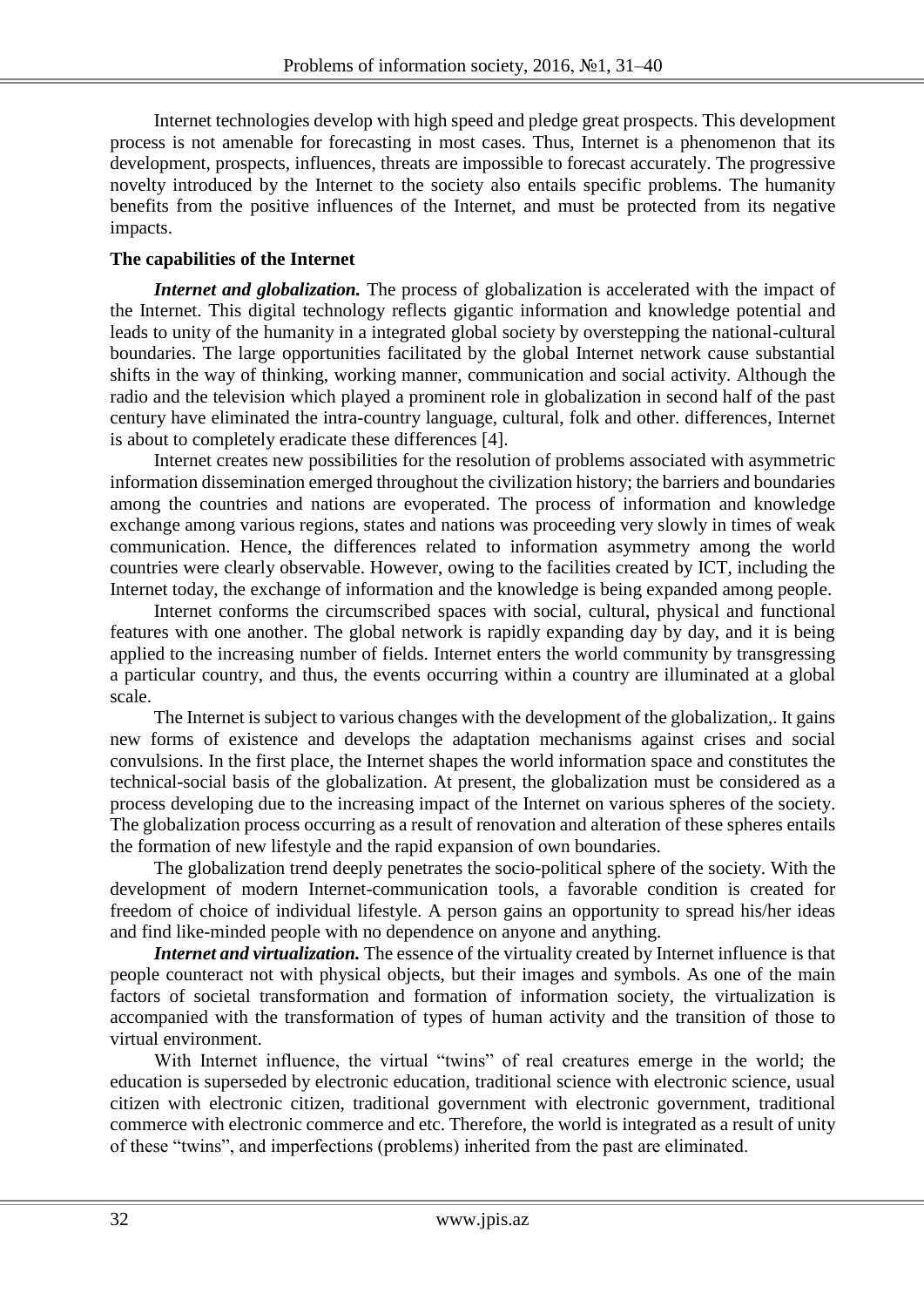Internet technologies develop with high speed and pledge great prospects. This development process is not amenable for forecasting in most cases. Thus, Internet is a phenomenon that its development, prospects, influences, threats are impossible to forecast accurately. The progressive novelty introduced by the Internet to the society also entails specific problems. The humanity benefits from the positive influences of the Internet, and must be protected from its negative impacts.

**The capabilities of the Internet**

***Internet and globalization.*** The process of globalization is accelerated with the impact of the Internet. This digital technology reflects gigantic information and knowledge potential and leads to unity of the humanity in a integrated global society by overstepping the national-cultural boundaries. The large opportunities facilitated by the global Internet network cause substantial shifts in the way of thinking, working manner, communication and social activity. Although the radio and the television which played a prominent role in globalization in second half of the past century have eliminated the intra-country language, cultural, folk and other. differences, Internet is about to completely eradicate these differences [4].

Internet creates new possibilities for the resolution of problems associated with asymmetric information dissemination emerged throughout the civilization history; the barriers and boundaries among the countries and nations are evoperated. The process of information and knowledge exchange among various regions, states and nations was proceeding very slowly in times of weak communication. Hence, the differences related to information asymmetry among the world countries were clearly observable. However, owing to the facilities created by ICT, including the Internet today, the exchange of information and the knowledge is being expanded among people.

Internet conforms the circumscribed spaces with social, cultural, physical and functional features with one another. The global network is rapidly expanding day by day, and it is being applied to the increasing number of fields. Internet enters the world community by transgressing a particular country, and thus, the events occurring within a country are illuminated at a global scale.

The Internet is subject to various changes with the development of the globalization,. It gains new forms of existence and develops the adaptation mechanisms against crises and social convulsions. In the first place, the Internet shapes the world information space and constitutes the technical-social basis of the globalization. At present, the globalization must be considered as a process developing due to the increasing impact of the Internet on various spheres of the society. The globalization process occurring as a result of renovation and alteration of these spheres entails the formation of new lifestyle and the rapid expansion of own boundaries.

The globalization trend deeply penetrates the socio-political sphere of the society. With the development of modern Internet-communication tools, a favorable condition is created for freedom of choice of individual lifestyle. A person gains an opportunity to spread his/her ideas and find like-minded people with no dependence on anyone and anything.

***Internet and virtualization.*** The essence of the virtuality created by Internet influence is that people counteract not with physical objects, but their images and symbols. As one of the main factors of societal transformation and formation of information society, the virtualization is accompanied with the transformation of types of human activity and the transition of those to virtual environment.

With Internet influence, the virtual "twins" of real creatures emerge in the world; the education is superseded by electronic education, traditional science with electronic science, usual citizen with electronic citizen, traditional government with electronic government, traditional commerce with electronic commerce and etc. Therefore, the world is integrated as a result of unity of these "twins", and imperfections (problems) inherited from the past are eliminated.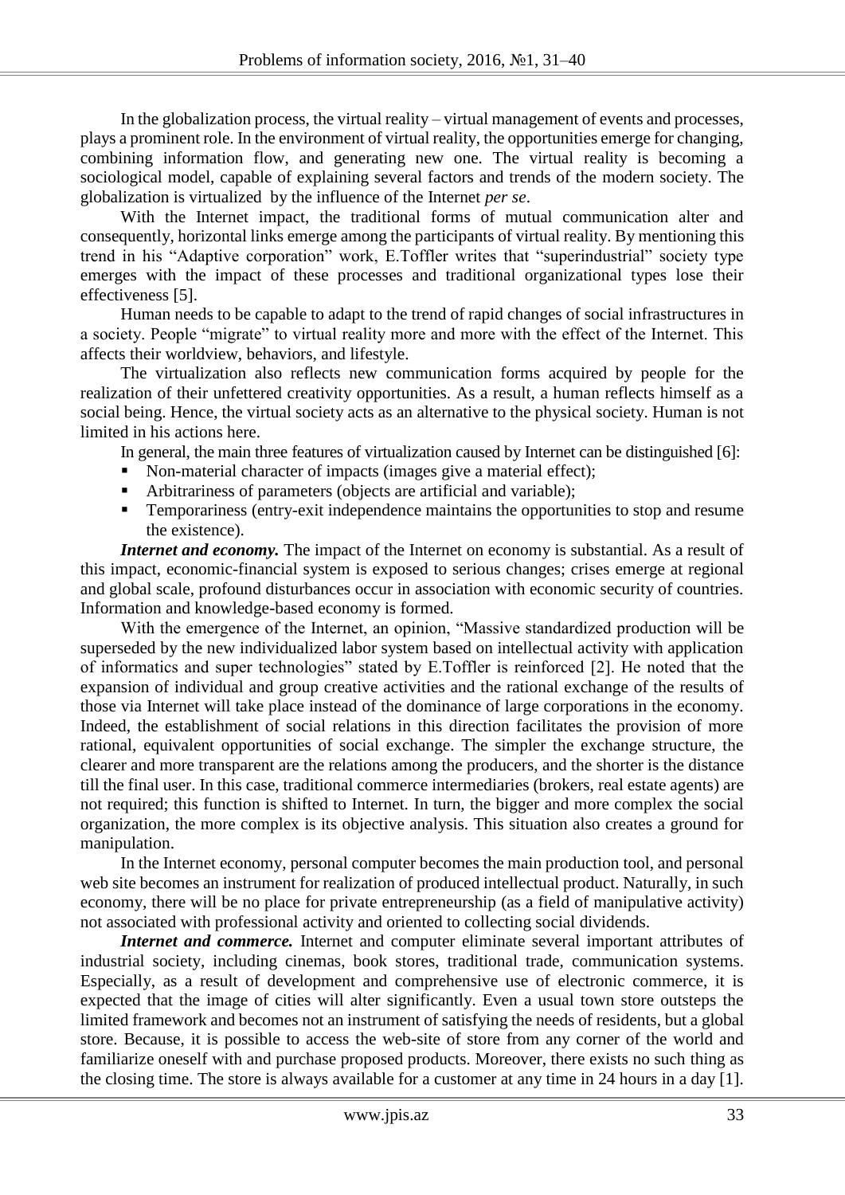In the globalization process, the virtual reality – virtual management of events and processes, plays a prominent role. In the environment of virtual reality, the opportunities emerge for changing, combining information flow, and generating new one. The virtual reality is becoming a sociological model, capable of explaining several factors and trends of the modern society. The globalization is virtualized by the influence of the Internet *per se*.

With the Internet impact, the traditional forms of mutual communication alter and consequently, horizontal links emerge among the participants of virtual reality. By mentioning this trend in his "Adaptive corporation" work, E.Toffler writes that "superindustrial" society type emerges with the impact of these processes and traditional organizational types lose their effectiveness [5].

Human needs to be capable to adapt to the trend of rapid changes of social infrastructures in a society. People "migrate" to virtual reality more and more with the effect of the Internet. This affects their worldview, behaviors, and lifestyle.

The virtualization also reflects new communication forms acquired by people for the realization of their unfettered creativity opportunities. As a result, a human reflects himself as a social being. Hence, the virtual society acts as an alternative to the physical society. Human is not limited in his actions here.

In general, the main three features of virtualization caused by Internet can be distinguished [6]:

- Non-material character of impacts (images give a material effect);
- Arbitrariness of parameters (objects are artificial and variable);
- Temporariness (entry-exit independence maintains the opportunities to stop and resume the existence).

***Internet and economy.*** The impact of the Internet on economy is substantial. As a result of this impact, economic-financial system is exposed to serious changes; crises emerge at regional and global scale, profound disturbances occur in association with economic security of countries. Information and knowledge-based economy is formed.

With the emergence of the Internet, an opinion, "Massive standardized production will be superseded by the new individualized labor system based on intellectual activity with application of informatics and super technologies" stated by E.Toffler is reinforced [2]. He noted that the expansion of individual and group creative activities and the rational exchange of the results of those via Internet will take place instead of the dominance of large corporations in the economy. Indeed, the establishment of social relations in this direction facilitates the provision of more rational, equivalent opportunities of social exchange. The simpler the exchange structure, the clearer and more transparent are the relations among the producers, and the shorter is the distance till the final user. In this case, traditional commerce intermediaries (brokers, real estate agents) are not required; this function is shifted to Internet. In turn, the bigger and more complex the social organization, the more complex is its objective analysis. This situation also creates a ground for manipulation.

In the Internet economy, personal computer becomes the main production tool, and personal web site becomes an instrument for realization of produced intellectual product. Naturally, in such economy, there will be no place for private entrepreneurship (as a field of manipulative activity) not associated with professional activity and oriented to collecting social dividends.

***Internet and commerce.*** Internet and computer eliminate several important attributes of industrial society, including cinemas, book stores, traditional trade, communication systems. Especially, as a result of development and comprehensive use of electronic commerce, it is expected that the image of cities will alter significantly. Even a usual town store outsteps the limited framework and becomes not an instrument of satisfying the needs of residents, but a global store. Because, it is possible to access the web-site of store from any corner of the world and familiarize oneself with and purchase proposed products. Moreover, there exists no such thing as the closing time. The store is always available for a customer at any time in 24 hours in a day [1].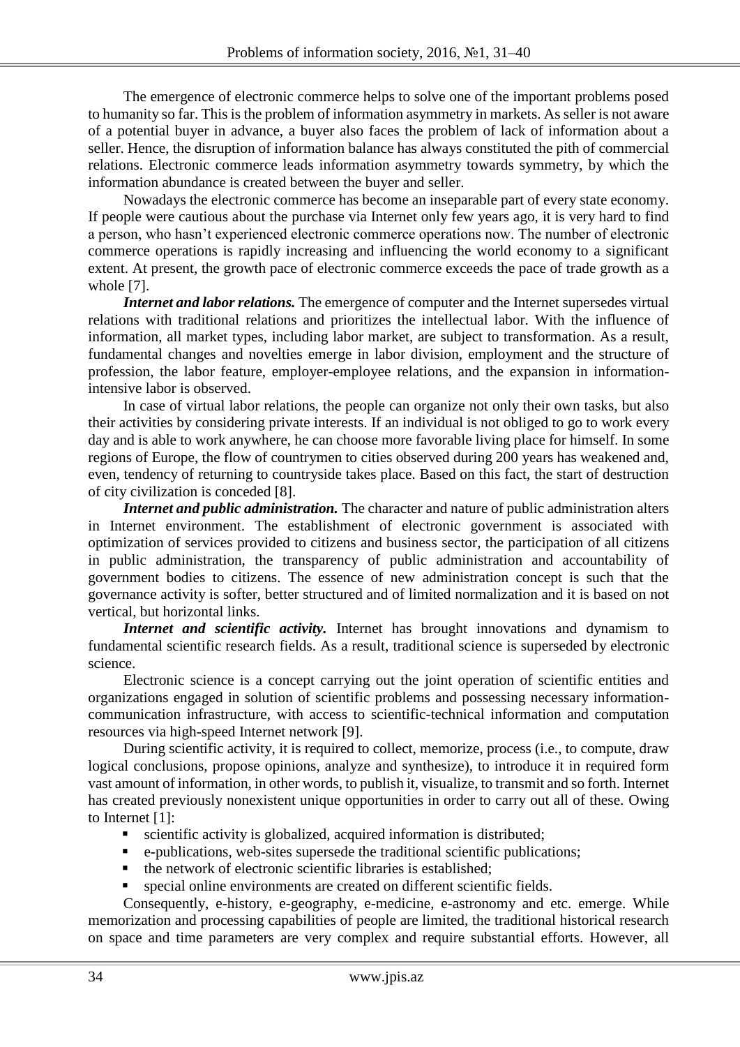The emergence of electronic commerce helps to solve one of the important problems posed to humanity so far. This is the problem of information asymmetry in markets. As seller is not aware of a potential buyer in advance, a buyer also faces the problem of lack of information about a seller. Hence, the disruption of information balance has always constituted the pith of commercial relations. Electronic commerce leads information asymmetry towards symmetry, by which the information abundance is created between the buyer and seller.

Nowadays the electronic commerce has become an inseparable part of every state economy. If people were cautious about the purchase via Internet only few years ago, it is very hard to find a person, who hasn't experienced electronic commerce operations now. The number of electronic commerce operations is rapidly increasing and influencing the world economy to a significant extent. At present, the growth pace of electronic commerce exceeds the pace of trade growth as a whole [7].

***Internet and labor relations.*** The emergence of computer and the Internet supersedes virtual relations with traditional relations and prioritizes the intellectual labor. With the influence of information, all market types, including labor market, are subject to transformation. As a result, fundamental changes and novelties emerge in labor division, employment and the structure of profession, the labor feature, employer-employee relations, and the expansion in information-intensive labor is observed.

In case of virtual labor relations, the people can organize not only their own tasks, but also their activities by considering private interests. If an individual is not obliged to go to work every day and is able to work anywhere, he can choose more favorable living place for himself. In some regions of Europe, the flow of countrymen to cities observed during 200 years has weakened and, even, tendency of returning to countryside takes place. Based on this fact, the start of destruction of city civilization is conceded [8].

***Internet and public administration.*** The character and nature of public administration alters in Internet environment. The establishment of electronic government is associated with optimization of services provided to citizens and business sector, the participation of all citizens in public administration, the transparency of public administration and accountability of government bodies to citizens. The essence of new administration concept is such that the governance activity is softer, better structured and of limited normalization and it is based on not vertical, but horizontal links.

***Internet and scientific activity.*** Internet has brought innovations and dynamism to fundamental scientific research fields. As a result, traditional science is superseded by electronic science.

Electronic science is a concept carrying out the joint operation of scientific entities and organizations engaged in solution of scientific problems and possessing necessary information-communication infrastructure, with access to scientific-technical information and computation resources via high-speed Internet network [9].

During scientific activity, it is required to collect, memorize, process (i.e., to compute, draw logical conclusions, propose opinions, analyze and synthesize), to introduce it in required form vast amount of information, in other words, to publish it, visualize, to transmit and so forth. Internet has created previously nonexistent unique opportunities in order to carry out all of these. Owing to Internet [1]:

- scientific activity is globalized, acquired information is distributed;
- e-publications, web-sites supersede the traditional scientific publications;
- the network of electronic scientific libraries is established;
- special online environments are created on different scientific fields.

Consequently, e-history, e-geography, e-medicine, e-astronomy and etc. emerge. While memorization and processing capabilities of people are limited, the traditional historical research on space and time parameters are very complex and require substantial efforts. However, all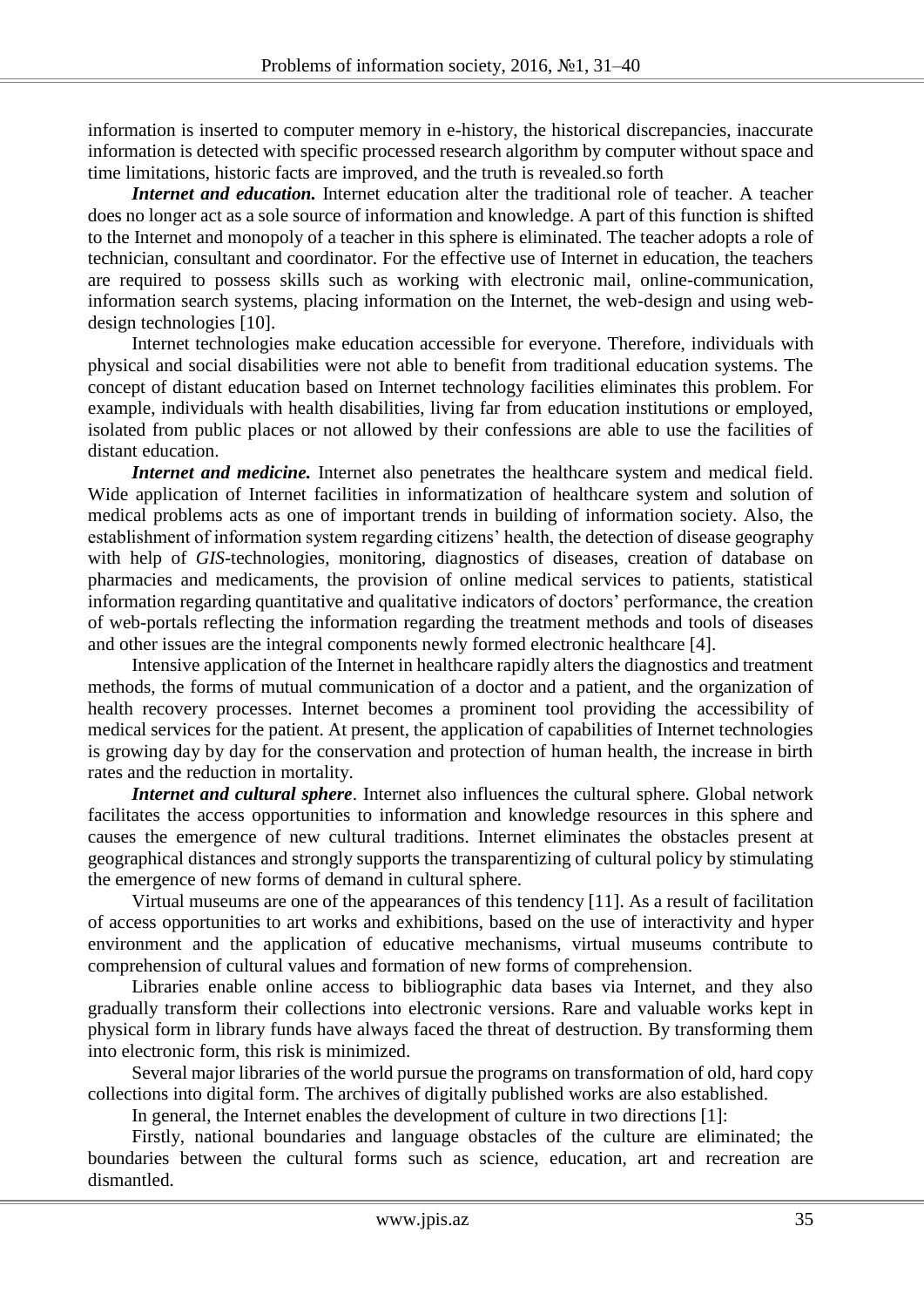information is inserted to computer memory in e-history, the historical discrepancies, inaccurate information is detected with specific processed research algorithm by computer without space and time limitations, historic facts are improved, and the truth is revealed.so forth

***Internet and education.*** Internet education alter the traditional role of teacher. A teacher does no longer act as a sole source of information and knowledge. A part of this function is shifted to the Internet and monopoly of a teacher in this sphere is eliminated. The teacher adopts a role of technician, consultant and coordinator. For the effective use of Internet in education, the teachers are required to possess skills such as working with electronic mail, online-communication, information search systems, placing information on the Internet, the web-design and using web-design technologies [10].

Internet technologies make education accessible for everyone. Therefore, individuals with physical and social disabilities were not able to benefit from traditional education systems. The concept of distant education based on Internet technology facilities eliminates this problem. For example, individuals with health disabilities, living far from education institutions or employed, isolated from public places or not allowed by their confessions are able to use the facilities of distant education.

***Internet and medicine.*** Internet also penetrates the healthcare system and medical field. Wide application of Internet facilities in informatization of healthcare system and solution of medical problems acts as one of important trends in building of information society. Also, the establishment of information system regarding citizens' health, the detection of disease geography with help of *GIS*-technologies, monitoring, diagnostics of diseases, creation of database on pharmacies and medicaments, the provision of online medical services to patients, statistical information regarding quantitative and qualitative indicators of doctors' performance, the creation of web-portals reflecting the information regarding the treatment methods and tools of diseases and other issues are the integral components newly formed electronic healthcare [4].

Intensive application of the Internet in healthcare rapidly alters the diagnostics and treatment methods, the forms of mutual communication of a doctor and a patient, and the organization of health recovery processes. Internet becomes a prominent tool providing the accessibility of medical services for the patient. At present, the application of capabilities of Internet technologies is growing day by day for the conservation and protection of human health, the increase in birth rates and the reduction in mortality.

***Internet and cultural sphere***. Internet also influences the cultural sphere. Global network facilitates the access opportunities to information and knowledge resources in this sphere and causes the emergence of new cultural traditions. Internet eliminates the obstacles present at geographical distances and strongly supports the transparentizing of cultural policy by stimulating the emergence of new forms of demand in cultural sphere.

Virtual museums are one of the appearances of this tendency [11]. As a result of facilitation of access opportunities to art works and exhibitions, based on the use of interactivity and hyper environment and the application of educative mechanisms, virtual museums contribute to comprehension of cultural values and formation of new forms of comprehension.

Libraries enable online access to bibliographic data bases via Internet, and they also gradually transform their collections into electronic versions. Rare and valuable works kept in physical form in library funds have always faced the threat of destruction. By transforming them into electronic form, this risk is minimized.

Several major libraries of the world pursue the programs on transformation of old, hard copy collections into digital form. The archives of digitally published works are also established.

In general, the Internet enables the development of culture in two directions [1]:

Firstly, national boundaries and language obstacles of the culture are eliminated; the boundaries between the cultural forms such as science, education, art and recreation are dismantled.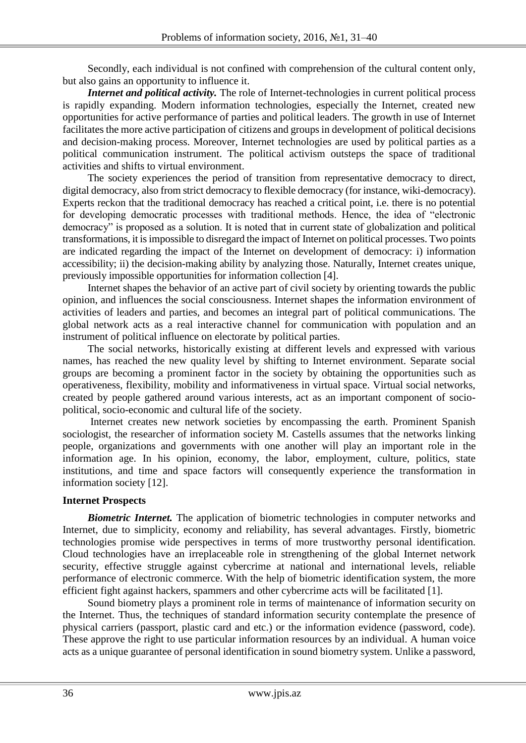Secondly, each individual is not confined with comprehension of the cultural content only, but also gains an opportunity to influence it.

***Internet and political activity.*** The role of Internet-technologies in current political process is rapidly expanding. Modern information technologies, especially the Internet, created new opportunities for active performance of parties and political leaders. The growth in use of Internet facilitates the more active participation of citizens and groups in development of political decisions and decision-making process. Moreover, Internet technologies are used by political parties as a political communication instrument. The political activism outsteps the space of traditional activities and shifts to virtual environment.

The society experiences the period of transition from representative democracy to direct, digital democracy, also from strict democracy to flexible democracy (for instance, wiki-democracy). Experts reckon that the traditional democracy has reached a critical point, i.e. there is no potential for developing democratic processes with traditional methods. Hence, the idea of "electronic democracy" is proposed as a solution. It is noted that in current state of globalization and political transformations, it is impossible to disregard the impact of Internet on political processes. Two points are indicated regarding the impact of the Internet on development of democracy: i) information accessibility; ii) the decision-making ability by analyzing those. Naturally, Internet creates unique, previously impossible opportunities for information collection [4].

Internet shapes the behavior of an active part of civil society by orienting towards the public opinion, and influences the social consciousness. Internet shapes the information environment of activities of leaders and parties, and becomes an integral part of political communications. The global network acts as a real interactive channel for communication with population and an instrument of political influence on electorate by political parties.

The social networks, historically existing at different levels and expressed with various names, has reached the new quality level by shifting to Internet environment. Separate social groups are becoming a prominent factor in the society by obtaining the opportunities such as operativeness, flexibility, mobility and informativeness in virtual space. Virtual social networks, created by people gathered around various interests, act as an important component of socio-political, socio-economic and cultural life of the society.

Internet creates new network societies by encompassing the earth. Prominent Spanish sociologist, the researcher of information society M. Castells assumes that the networks linking people, organizations and governments with one another will play an important role in the information age. In his opinion, economy, the labor, employment, culture, politics, state institutions, and time and space factors will consequently experience the transformation in information society [12].

**Internet Prospects**

***Biometric Internet.*** The application of biometric technologies in computer networks and Internet, due to simplicity, economy and reliability, has several advantages. Firstly, biometric technologies promise wide perspectives in terms of more trustworthy personal identification. Cloud technologies have an irreplaceable role in strengthening of the global Internet network security, effective struggle against cybercrime at national and international levels, reliable performance of electronic commerce. With the help of biometric identification system, the more efficient fight against hackers, spammers and other cybercrime acts will be facilitated [1].

Sound biometry plays a prominent role in terms of maintenance of information security on the Internet. Thus, the techniques of standard information security contemplate the presence of physical carriers (passport, plastic card and etc.) or the information evidence (password, code). These approve the right to use particular information resources by an individual. A human voice acts as a unique guarantee of personal identification in sound biometry system. Unlike a password,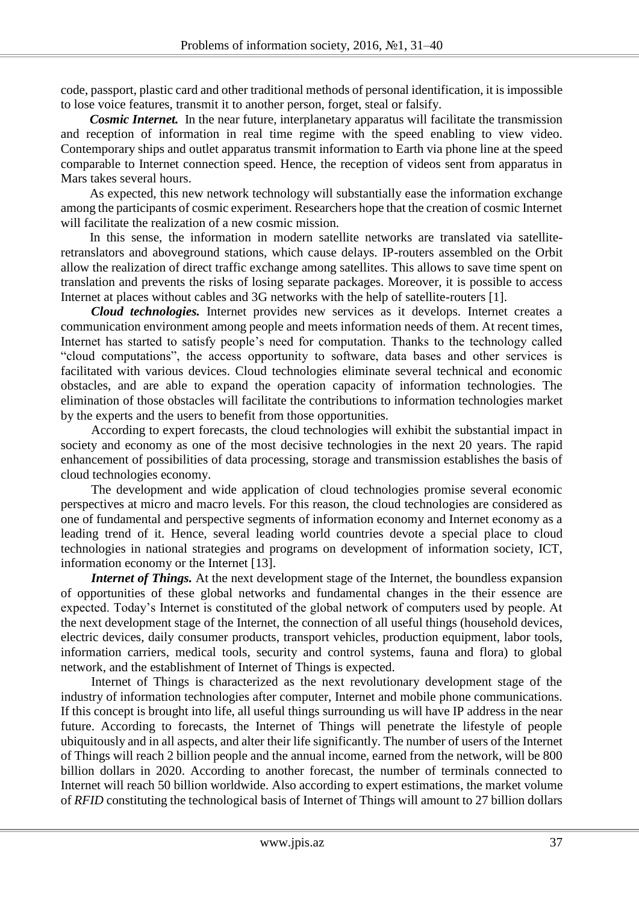code, passport, plastic card and other traditional methods of personal identification, it is impossible to lose voice features, transmit it to another person, forget, steal or falsify.

***Cosmic Internet.*** In the near future, interplanetary apparatus will facilitate the transmission and reception of information in real time regime with the speed enabling to view video. Contemporary ships and outlet apparatus transmit information to Earth via phone line at the speed comparable to Internet connection speed. Hence, the reception of videos sent from apparatus in Mars takes several hours.

As expected, this new network technology will substantially ease the information exchange among the participants of cosmic experiment. Researchers hope that the creation of cosmic Internet will facilitate the realization of a new cosmic mission.

In this sense, the information in modern satellite networks are translated via satellite-retranslators and aboveground stations, which cause delays. IP-routers assembled on the Orbit allow the realization of direct traffic exchange among satellites. This allows to save time spent on translation and prevents the risks of losing separate packages. Moreover, it is possible to access Internet at places without cables and 3G networks with the help of satellite-routers [1].

***Cloud technologies.*** Internet provides new services as it develops. Internet creates a communication environment among people and meets information needs of them. At recent times, Internet has started to satisfy people's need for computation. Thanks to the technology called "cloud computations", the access opportunity to software, data bases and other services is facilitated with various devices. Cloud technologies eliminate several technical and economic obstacles, and are able to expand the operation capacity of information technologies. The elimination of those obstacles will facilitate the contributions to information technologies market by the experts and the users to benefit from those opportunities.

According to expert forecasts, the cloud technologies will exhibit the substantial impact in society and economy as one of the most decisive technologies in the next 20 years. The rapid enhancement of possibilities of data processing, storage and transmission establishes the basis of cloud technologies economy.

The development and wide application of cloud technologies promise several economic perspectives at micro and macro levels. For this reason, the cloud technologies are considered as one of fundamental and perspective segments of information economy and Internet economy as a leading trend of it. Hence, several leading world countries devote a special place to cloud technologies in national strategies and programs on development of information society, ICT, information economy or the Internet [13].

***Internet of Things.*** At the next development stage of the Internet, the boundless expansion of opportunities of these global networks and fundamental changes in the their essence are expected. Today's Internet is constituted of the global network of computers used by people. At the next development stage of the Internet, the connection of all useful things (household devices, electric devices, daily consumer products, transport vehicles, production equipment, labor tools, information carriers, medical tools, security and control systems, fauna and flora) to global network, and the establishment of Internet of Things is expected.

Internet of Things is characterized as the next revolutionary development stage of the industry of information technologies after computer, Internet and mobile phone communications. If this concept is brought into life, all useful things surrounding us will have IP address in the near future. According to forecasts, the Internet of Things will penetrate the lifestyle of people ubiquitously and in all aspects, and alter their life significantly. The number of users of the Internet of Things will reach 2 billion people and the annual income, earned from the network, will be 800 billion dollars in 2020. According to another forecast, the number of terminals connected to Internet will reach 50 billion worldwide. Also according to expert estimations, the market volume of *RFID* constituting the technological basis of Internet of Things will amount to 27 billion dollars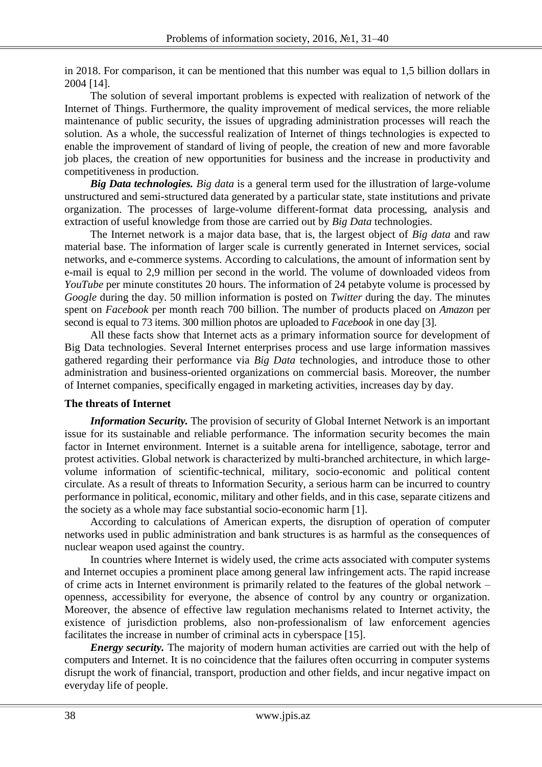in 2018. For comparison, it can be mentioned that this number was equal to 1,5 billion dollars in 2004 [14].

The solution of several important problems is expected with realization of network of the Internet of Things. Furthermore, the quality improvement of medical services, the more reliable maintenance of public security, the issues of upgrading administration processes will reach the solution. As a whole, the successful realization of Internet of things technologies is expected to enable the improvement of standard of living of people, the creation of new and more favorable job places, the creation of new opportunities for business and the increase in productivity and competitiveness in production.

***Big Data technologies.*** *Big data* is a general term used for the illustration of large-volume unstructured and semi-structured data generated by a particular state, state institutions and private organization. The processes of large-volume different-format data processing, analysis and extraction of useful knowledge from those are carried out by *Big Data* technologies.

The Internet network is a major data base, that is, the largest object of *Big data* and raw material base. The information of larger scale is currently generated in Internet services, social networks, and e-commerce systems. According to calculations, the amount of information sent by e-mail is equal to 2,9 million per second in the world. The volume of downloaded videos from *YouTube* per minute constitutes 20 hours. The information of 24 petabyte volume is processed by *Google* during the day. 50 million information is posted on *Twitter* during the day. The minutes spent on *Facebook* per month reach 700 billion. The number of products placed on *Amazon* per second is equal to 73 items. 300 million photos are uploaded to *Facebook* in one day [3].

All these facts show that Internet acts as a primary information source for development of Big Data technologies. Several Internet enterprises process and use large information massives gathered regarding their performance via *Big Data* technologies, and introduce those to other administration and business-oriented organizations on commercial basis. Moreover, the number of Internet companies, specifically engaged in marketing activities, increases day by day.

**The threats of Internet**

***Information Security.*** The provision of security of Global Internet Network is an important issue for its sustainable and reliable performance. The information security becomes the main factor in Internet environment. Internet is a suitable arena for intelligence, sabotage, terror and protest activities. Global network is characterized by multi-branched architecture, in which large-volume information of scientific-technical, military, socio-economic and political content circulate. As a result of threats to Information Security, a serious harm can be incurred to country performance in political, economic, military and other fields, and in this case, separate citizens and the society as a whole may face substantial socio-economic harm [1].

According to calculations of American experts, the disruption of operation of computer networks used in public administration and bank structures is as harmful as the consequences of nuclear weapon used against the country.

In countries where Internet is widely used, the crime acts associated with computer systems and Internet occupies a prominent place among general law infringement acts. The rapid increase of crime acts in Internet environment is primarily related to the features of the global network – openness, accessibility for everyone, the absence of control by any country or organization. Moreover, the absence of effective law regulation mechanisms related to Internet activity, the existence of jurisdiction problems, also non-professionalism of law enforcement agencies facilitates the increase in number of criminal acts in cyberspace [15].

***Energy security.*** The majority of modern human activities are carried out with the help of computers and Internet. It is no coincidence that the failures often occurring in computer systems disrupt the work of financial, transport, production and other fields, and incur negative impact on everyday life of people.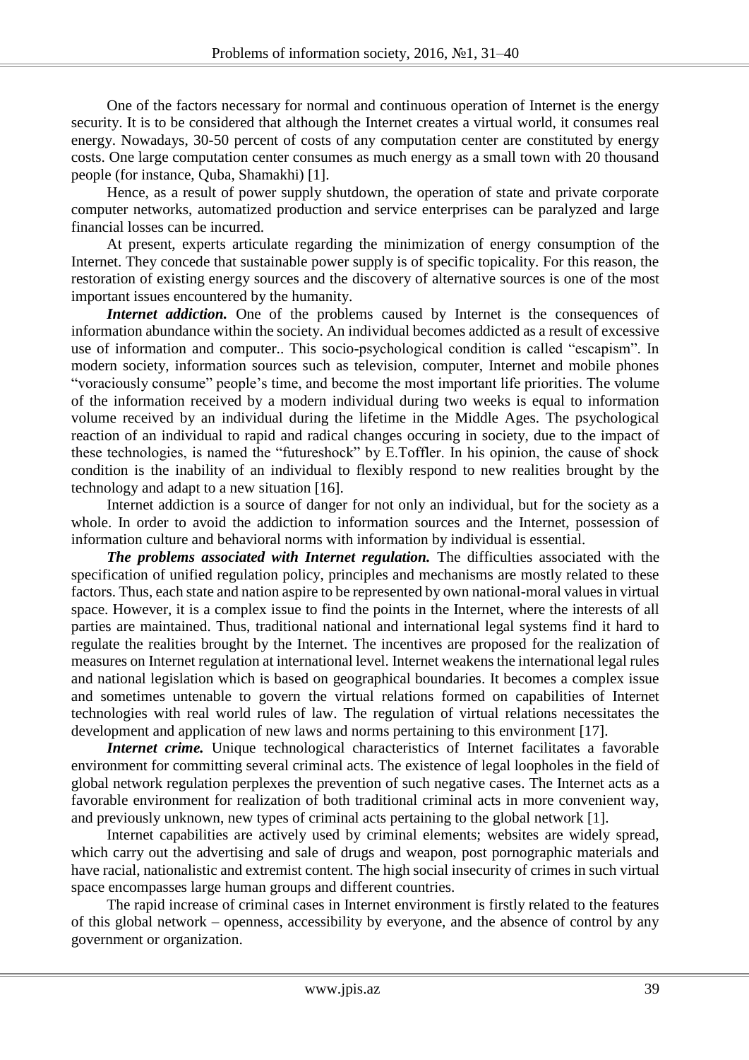One of the factors necessary for normal and continuous operation of Internet is the energy security. It is to be considered that although the Internet creates a virtual world, it consumes real energy. Nowadays, 30-50 percent of costs of any computation center are constituted by energy costs. One large computation center consumes as much energy as a small town with 20 thousand people (for instance, Quba, Shamakhi) [1].

Hence, as a result of power supply shutdown, the operation of state and private corporate computer networks, automatized production and service enterprises can be paralyzed and large financial losses can be incurred.

At present, experts articulate regarding the minimization of energy consumption of the Internet. They concede that sustainable power supply is of specific topicality. For this reason, the restoration of existing energy sources and the discovery of alternative sources is one of the most important issues encountered by the humanity.

***Internet addiction.*** One of the problems caused by Internet is the consequences of information abundance within the society. An individual becomes addicted as a result of excessive use of information and computer.. This socio-psychological condition is called "escapism". In modern society, information sources such as television, computer, Internet and mobile phones "voraciously consume" people's time, and become the most important life priorities. The volume of the information received by a modern individual during two weeks is equal to information volume received by an individual during the lifetime in the Middle Ages. The psychological reaction of an individual to rapid and radical changes occuring in society, due to the impact of these technologies, is named the "futureshock" by E.Toffler. In his opinion, the cause of shock condition is the inability of an individual to flexibly respond to new realities brought by the technology and adapt to a new situation [16].

Internet addiction is a source of danger for not only an individual, but for the society as a whole. In order to avoid the addiction to information sources and the Internet, possession of information culture and behavioral norms with information by individual is essential.

***The problems associated with Internet regulation.*** The difficulties associated with the specification of unified regulation policy, principles and mechanisms are mostly related to these factors. Thus, each state and nation aspire to be represented by own national-moral values in virtual space. However, it is a complex issue to find the points in the Internet, where the interests of all parties are maintained. Thus, traditional national and international legal systems find it hard to regulate the realities brought by the Internet. The incentives are proposed for the realization of measures on Internet regulation at international level. Internet weakens the international legal rules and national legislation which is based on geographical boundaries. It becomes a complex issue and sometimes untenable to govern the virtual relations formed on capabilities of Internet technologies with real world rules of law. The regulation of virtual relations necessitates the development and application of new laws and norms pertaining to this environment [17].

***Internet crime.*** Unique technological characteristics of Internet facilitates a favorable environment for committing several criminal acts. The existence of legal loopholes in the field of global network regulation perplexes the prevention of such negative cases. The Internet acts as a favorable environment for realization of both traditional criminal acts in more convenient way, and previously unknown, new types of criminal acts pertaining to the global network [1].

Internet capabilities are actively used by criminal elements; websites are widely spread, which carry out the advertising and sale of drugs and weapon, post pornographic materials and have racial, nationalistic and extremist content. The high social insecurity of crimes in such virtual space encompasses large human groups and different countries.

The rapid increase of criminal cases in Internet environment is firstly related to the features of this global network – openness, accessibility by everyone, and the absence of control by any government or organization.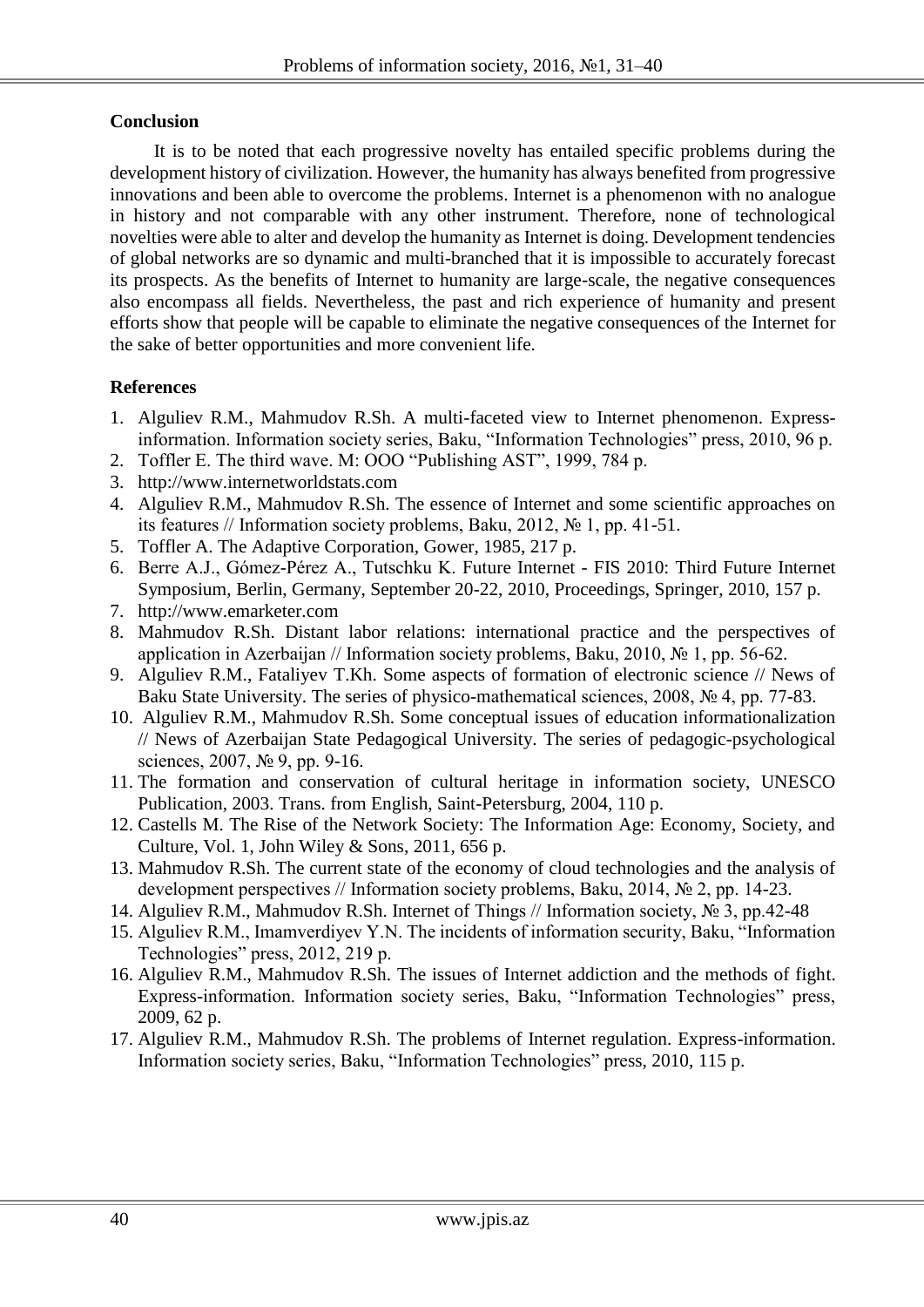## Conclusion

It is to be noted that each progressive novelty has entailed specific problems during the development history of civilization. However, the humanity has always benefited from progressive innovations and been able to overcome the problems. Internet is a phenomenon with no analogue in history and not comparable with any other instrument. Therefore, none of technological novelties were able to alter and develop the humanity as Internet is doing. Development tendencies of global networks are so dynamic and multi-branched that it is impossible to accurately forecast its prospects. As the benefits of Internet to humanity are large-scale, the negative consequences also encompass all fields. Nevertheless, the past and rich experience of humanity and present efforts show that people will be capable to eliminate the negative consequences of the Internet for the sake of better opportunities and more convenient life.

## References

1. Alguliev R.M., Mahmudov R.Sh. A multi-faceted view to Internet phenomenon. Express-information. Information society series, Baku, "Information Technologies" press, 2010, 96 p.
2. Toffler E. The third wave. M: OOO "Publishing AST", 1999, 784 p.
3. http://www.internetworldstats.com
4. Alguliev R.M., Mahmudov R.Sh. The essence of Internet and some scientific approaches on its features // Information society problems, Baku, 2012, № 1, pp. 41-51.
5. Toffler A. The Adaptive Corporation, Gower, 1985, 217 p.
6. Berre A.J., Gómez-Pérez A., Tutschku K. Future Internet - FIS 2010: Third Future Internet Symposium, Berlin, Germany, September 20-22, 2010, Proceedings, Springer, 2010, 157 p.
7. http://www.emarketer.com
8. Mahmudov R.Sh. Distant labor relations: international practice and the perspectives of application in Azerbaijan // Information society problems, Baku, 2010, № 1, pp. 56-62.
9. Alguliev R.M., Fataliyev T.Kh. Some aspects of formation of electronic science // News of Baku State University. The series of physico-mathematical sciences, 2008, № 4, pp. 77-83.
10. Alguliev R.M., Mahmudov R.Sh. Some conceptual issues of education informationalization // News of Azerbaijan State Pedagogical University. The series of pedagogic-psychological sciences, 2007, № 9, pp. 9-16.
11. The formation and conservation of cultural heritage in information society, UNESCO Publication, 2003. Trans. from English, Saint-Petersburg, 2004, 110 p.
12. Castells M. The Rise of the Network Society: The Information Age: Economy, Society, and Culture, Vol. 1, John Wiley & Sons, 2011, 656 p.
13. Mahmudov R.Sh. The current state of the economy of cloud technologies and the analysis of development perspectives // Information society problems, Baku, 2014, № 2, pp. 14-23.
14. Alguliev R.M., Mahmudov R.Sh. Internet of Things // Information society, № 3, pp.42-48
15. Alguliev R.M., Imamverdiyev Y.N. The incidents of information security, Baku, "Information Technologies" press, 2012, 219 p.
16. Alguliev R.M., Mahmudov R.Sh. The issues of Internet addiction and the methods of fight. Express-information. Information society series, Baku, "Information Technologies" press, 2009, 62 p.
17. Alguliev R.M., Mahmudov R.Sh. The problems of Internet regulation. Express-information. Information society series, Baku, "Information Technologies" press, 2010, 115 p.